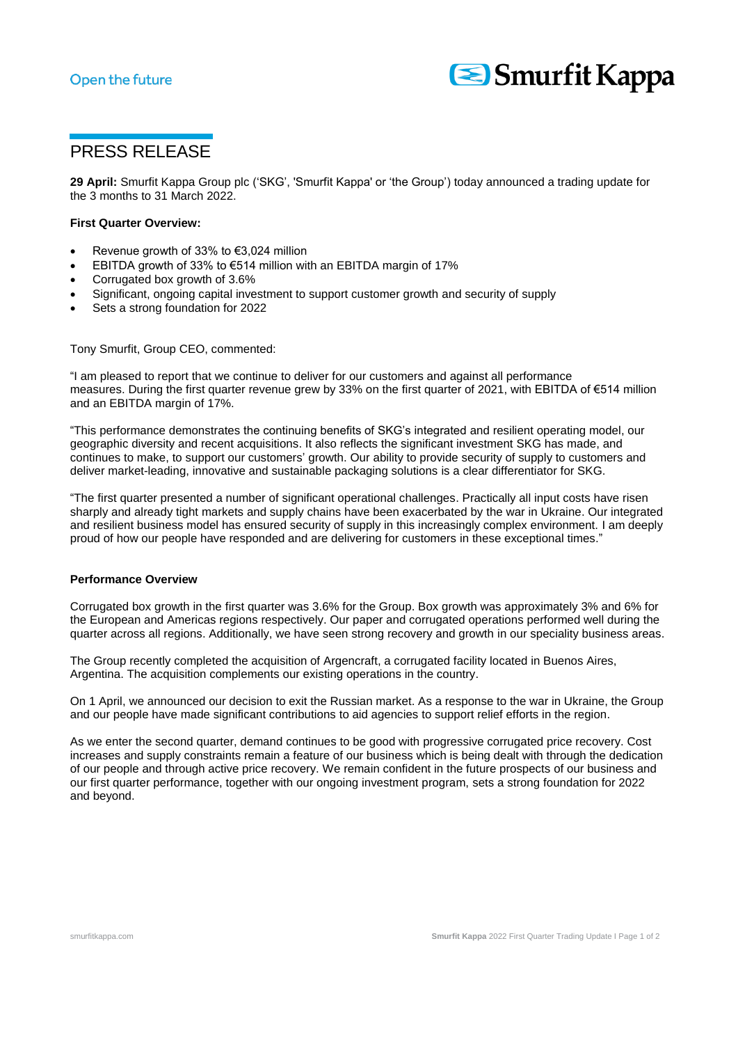Open the future

# PRESS RELEASE

**29 April:** Smurfit Kappa Group plc ('SKG', 'Smurfit Kappa' or 'the Group') today announced a trading update for the 3 months to 31 March 2022.

**First Quarter Overview:**

- Revenue growth of 33% to €3,024 million
- EBITDA growth of 33% to €514 million with an EBITDA margin of 17%
- Corrugated box growth of 3.6%
- Significant, ongoing capital investment to support customer growth and security of supply
- Sets a strong foundation for 2022

Tony Smurfit, Group CEO, commented:

"I am pleased to report that we continue to deliver for our customers and against all performance measures. During the first quarter revenue grew by 33% on the first quarter of 2021, with EBITDA of €514 million and an EBITDA margin of 17%.

"This performance demonstrates the continuing benefits of SKG's integrated and resilient operating model, our geographic diversity and recent acquisitions. It also reflects the significant investment SKG has made, and continues to make, to support our customers' growth. Our ability to provide security of supply to customers and deliver market-leading, innovative and sustainable packaging solutions is a clear differentiator for SKG.

"The first quarter presented a number of significant operational challenges. Practically all input costs have risen sharply and already tight markets and supply chains have been exacerbated by the war in Ukraine. Our integrated and resilient business model has ensured security of supply in this increasingly complex environment. I am deeply proud of how our people have responded and are delivering for customers in these exceptional times."

**Performance Overview**

Corrugated box growth in the first quarter was 3.6% for the Group. Box growth was approximately 3% and 6% for the European and Americas regions respectively. Our paper and corrugated operations performed well during the quarter across all regions. Additionally, we have seen strong recovery and growth in our speciality business areas.

The Group recently completed the acquisition of Argencraft, a corrugated facility located in Buenos Aires, Argentina. The acquisition complements our existing operations in the country.

On 1 April, we announced our decision to exit the Russian market. As a response to the war in Ukraine, the Group and our people have made significant contributions to aid agencies to support relief efforts in the region.

As we enter the second quarter, demand continues to be good with progressive corrugated price recovery. Cost increases and supply constraints remain a feature of our business which is being dealt with through the dedication of our people and through active price recovery. We remain confident in the future prospects of our business and our first quarter performance, together with our ongoing investment program, sets a strong foundation for 2022 and beyond.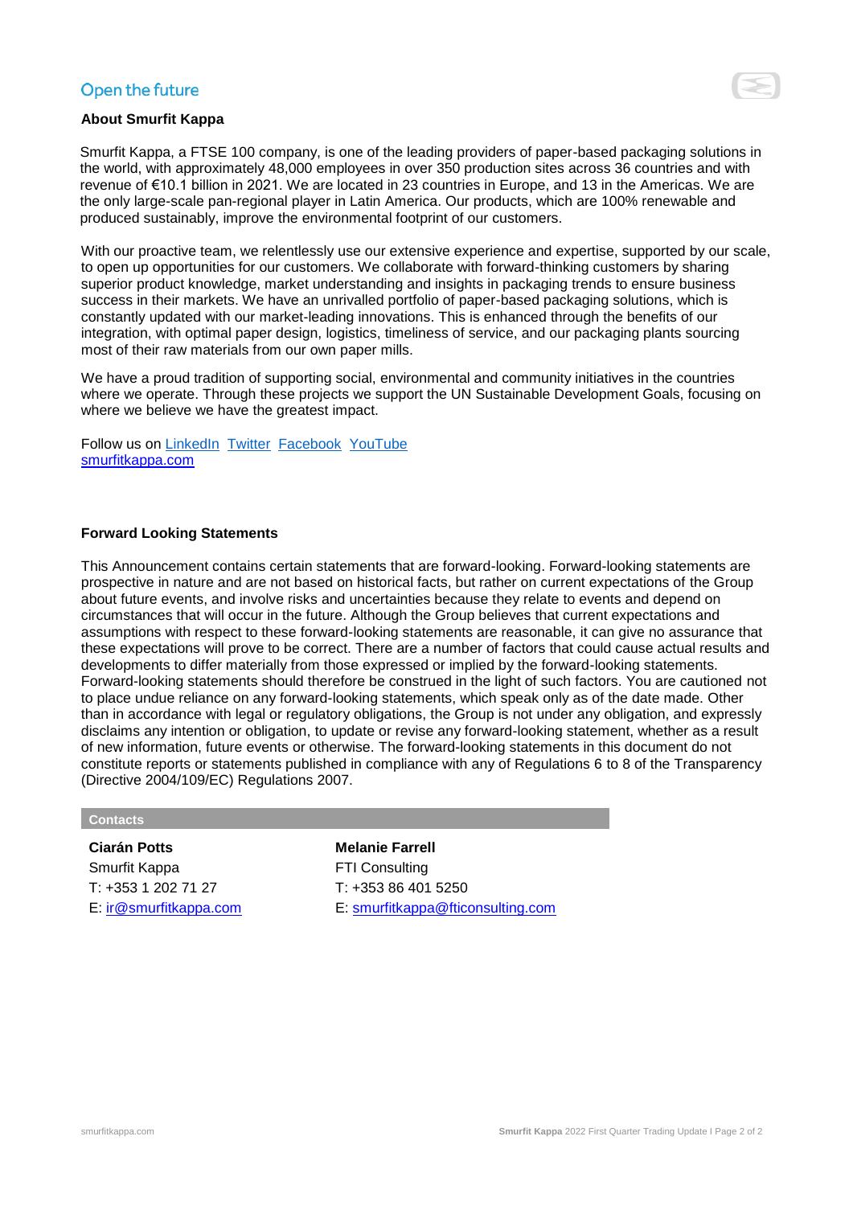Open the future

### About Smurfit Kappa

Smurfit Kappa, a FTSE 100 company, is one of the leading providers of paper-based packaging solutions in the world, with approximately 48,000 employees in over 350 production sites across 36 countries and with revenue of €10.1 billion in 2021. We are located in 23 countries in Europe, and 13 in the Americas. We are the only large-scale pan-regional player in Latin America. Our products, which are 100% renewable and produced sustainably, improve the environmental footprint of our customers.

With our proactive team, we relentlessly use our extensive experience and expertise, supported by our scale, to open up opportunities for our customers. We collaborate with forward-thinking customers by sharing superior product knowledge, market understanding and insights in packaging trends to ensure business success in their markets. We have an unrivalled portfolio of paper-based packaging solutions, which is constantly updated with our market-leading innovations. This is enhanced through the benefits of our integration, with optimal paper design, logistics, timeliness of service, and our packaging plants sourcing most of their raw materials from our own paper mills.

We have a proud tradition of supporting social, environmental and community initiatives in the countries where we operate. Through these projects we support the UN Sustainable Development Goals, focusing on where we believe we have the greatest impact.

Follow us on LinkedIn Twitter Facebook YouTube
smurfitkappa.com

### Forward Looking Statements

This Announcement contains certain statements that are forward-looking. Forward-looking statements are prospective in nature and are not based on historical facts, but rather on current expectations of the Group about future events, and involve risks and uncertainties because they relate to events and depend on circumstances that will occur in the future. Although the Group believes that current expectations and assumptions with respect to these forward-looking statements are reasonable, it can give no assurance that these expectations will prove to be correct. There are a number of factors that could cause actual results and developments to differ materially from those expressed or implied by the forward-looking statements. Forward-looking statements should therefore be construed in the light of such factors. You are cautioned not to place undue reliance on any forward-looking statements, which speak only as of the date made. Other than in accordance with legal or regulatory obligations, the Group is not under any obligation, and expressly disclaims any intention or obligation, to update or revise any forward-looking statement, whether as a result of new information, future events or otherwise. The forward-looking statements in this document do not constitute reports or statements published in compliance with any of Regulations 6 to 8 of the Transparency (Directive 2004/109/EC) Regulations 2007.

### Contacts

**Ciarán Potts**
Smurfit Kappa
T: +353 1 202 71 27
E: ir@smurfitkappa.com

**Melanie Farrell**
FTI Consulting
T: +353 86 401 5250
E: smurfitkappa@fticonsulting.com